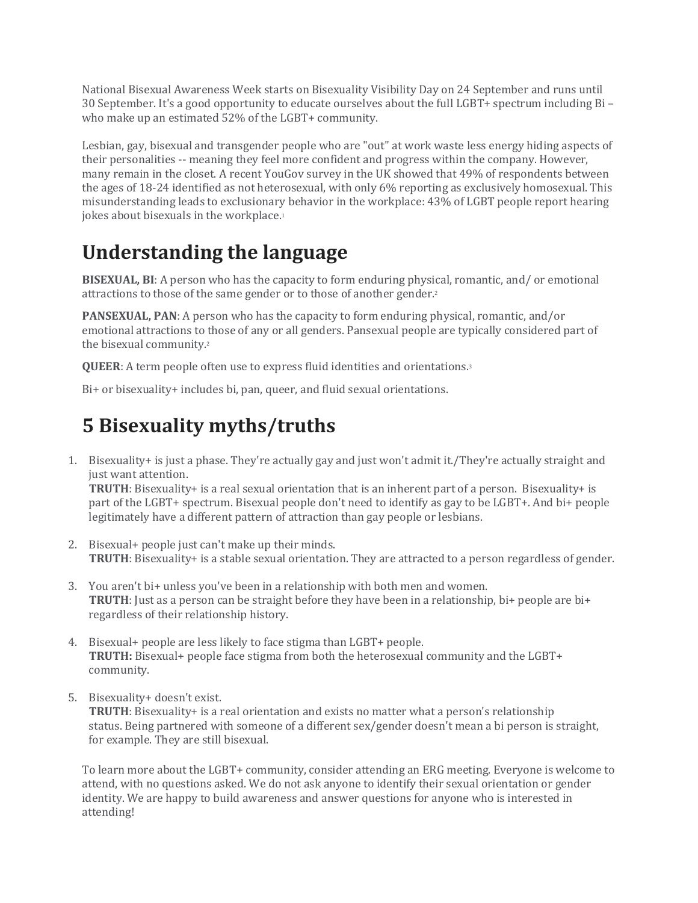National Bisexual Awareness Week starts on Bisexuality Visibility Day on 24 September and runs until 30 September. It's a good opportunity to educate ourselves about the full LGBT+ spectrum including Bi – who make up an estimated 52% of the LGBT+ community.

Lesbian, gay, bisexual and transgender people who are "out" at work waste less energy hiding aspects of their personalities -- meaning they feel more confident and progress within the company. However, many remain in the closet. A recent YouGov survey in the UK showed that 49% of respondents between the ages of 18-24 identified as not heterosexual, with only 6% reporting as exclusively homosexual. This misunderstanding leads to exclusionary behavior in the workplace: 43% of LGBT people report hearing jokes about bisexuals in the workplace.[1]

# Understanding the language

**BISEXUAL, BI**: A person who has the capacity to form enduring physical, romantic, and/ or emotional attractions to those of the same gender or to those of another gender.[2]

**PANSEXUAL, PAN**: A person who has the capacity to form enduring physical, romantic, and/or emotional attractions to those of any or all genders. Pansexual people are typically considered part of the bisexual community.[2]

**QUEER**: A term people often use to express fluid identities and orientations.[3]

Bi+ or bisexuality+ includes bi, pan, queer, and fluid sexual orientations.

# 5 Bisexuality myths/truths

1. Bisexuality+ is just a phase. They're actually gay and just won't admit it./They're actually straight and just want attention.
   **TRUTH**: Bisexuality+ is a real sexual orientation that is an inherent part of a person. Bisexuality+ is part of the LGBT+ spectrum. Bisexual people don't need to identify as gay to be LGBT+. And bi+ people legitimately have a different pattern of attraction than gay people or lesbians.

2. Bisexual+ people just can't make up their minds.
   **TRUTH**: Bisexuality+ is a stable sexual orientation. They are attracted to a person regardless of gender.

3. You aren't bi+ unless you've been in a relationship with both men and women.
   **TRUTH**: Just as a person can be straight before they have been in a relationship, bi+ people are bi+ regardless of their relationship history.

4. Bisexual+ people are less likely to face stigma than LGBT+ people.
   **TRUTH:** Bisexual+ people face stigma from both the heterosexual community and the LGBT+ community.

5. Bisexuality+ doesn't exist.
   **TRUTH**: Bisexuality+ is a real orientation and exists no matter what a person's relationship status. Being partnered with someone of a different sex/gender doesn't mean a bi person is straight, for example. They are still bisexual.

To learn more about the LGBT+ community, consider attending an ERG meeting. Everyone is welcome to attend, with no questions asked. We do not ask anyone to identify their sexual orientation or gender identity. We are happy to build awareness and answer questions for anyone who is interested in attending!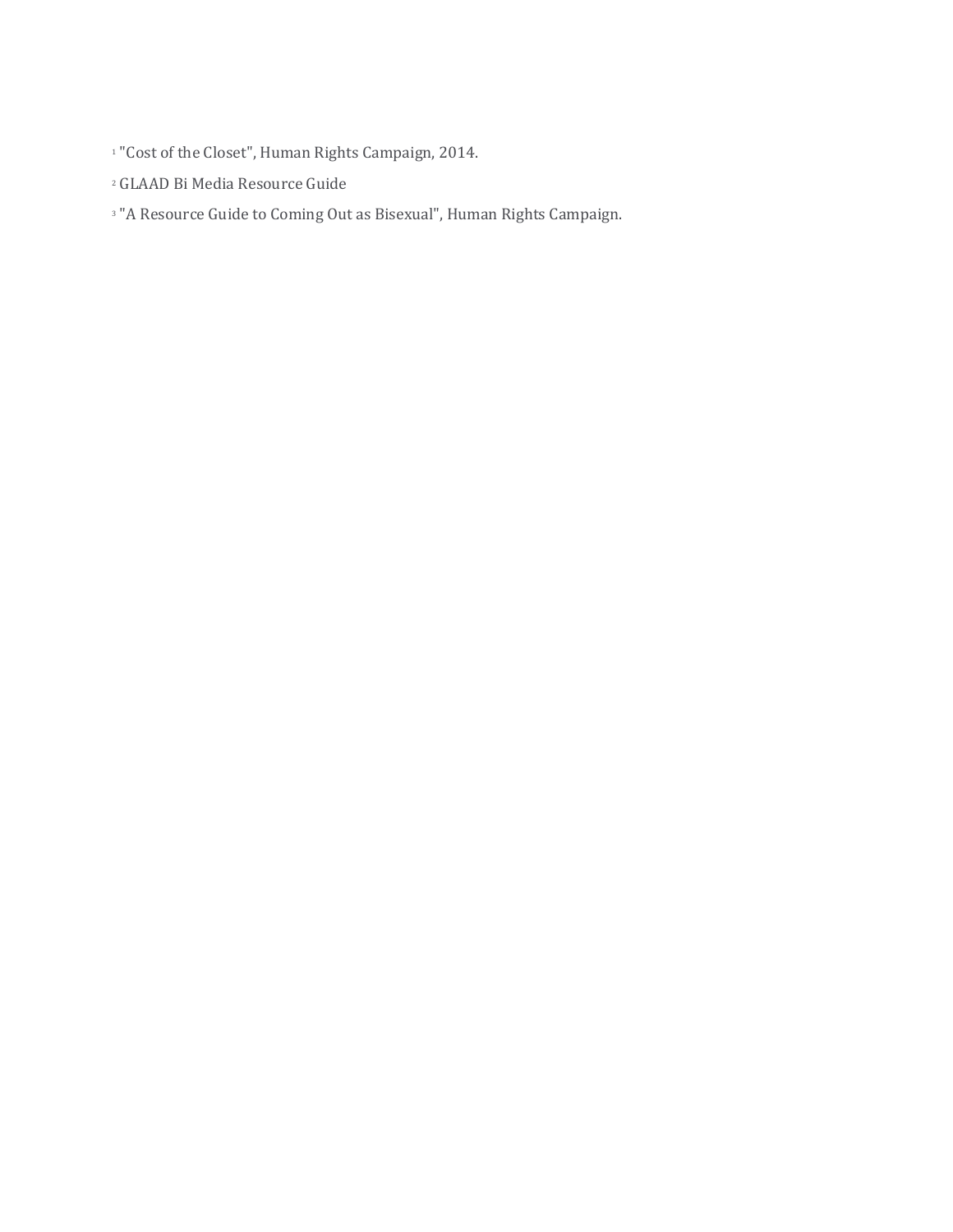[1] "Cost of the Closet", Human Rights Campaign, 2014.

[2] GLAAD Bi Media Resource Guide

[3] "A Resource Guide to Coming Out as Bisexual", Human Rights Campaign.